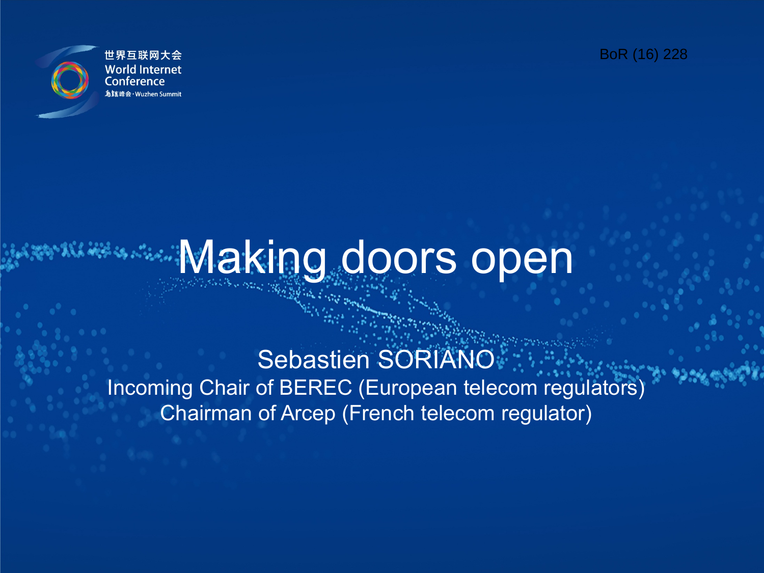世界互联网大会
World Internet Conference
乌镇峰会 · Wuzhen Summit

BoR (16) 228

# Making doors open

Sebastien SORIANO
Incoming Chair of BEREC (European telecom regulators)
Chairman of Arcep (French telecom regulator)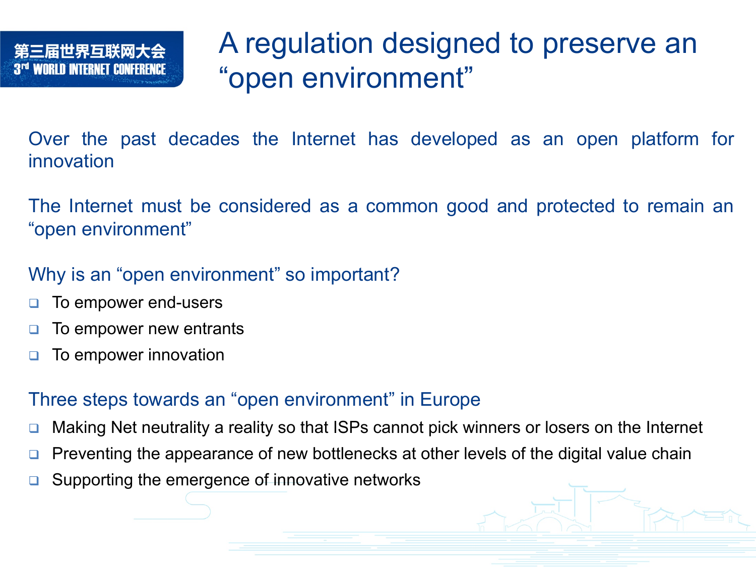# A regulation designed to preserve an "open environment"

Over the past decades the Internet has developed as an open platform for innovation

The Internet must be considered as a common good and protected to remain an "open environment"

Why is an "open environment" so important?

- To empower end-users
- To empower new entrants
- To empower innovation

Three steps towards an "open environment" in Europe

- Making Net neutrality a reality so that ISPs cannot pick winners or losers on the Internet
- Preventing the appearance of new bottlenecks at other levels of the digital value chain
- Supporting the emergence of innovative networks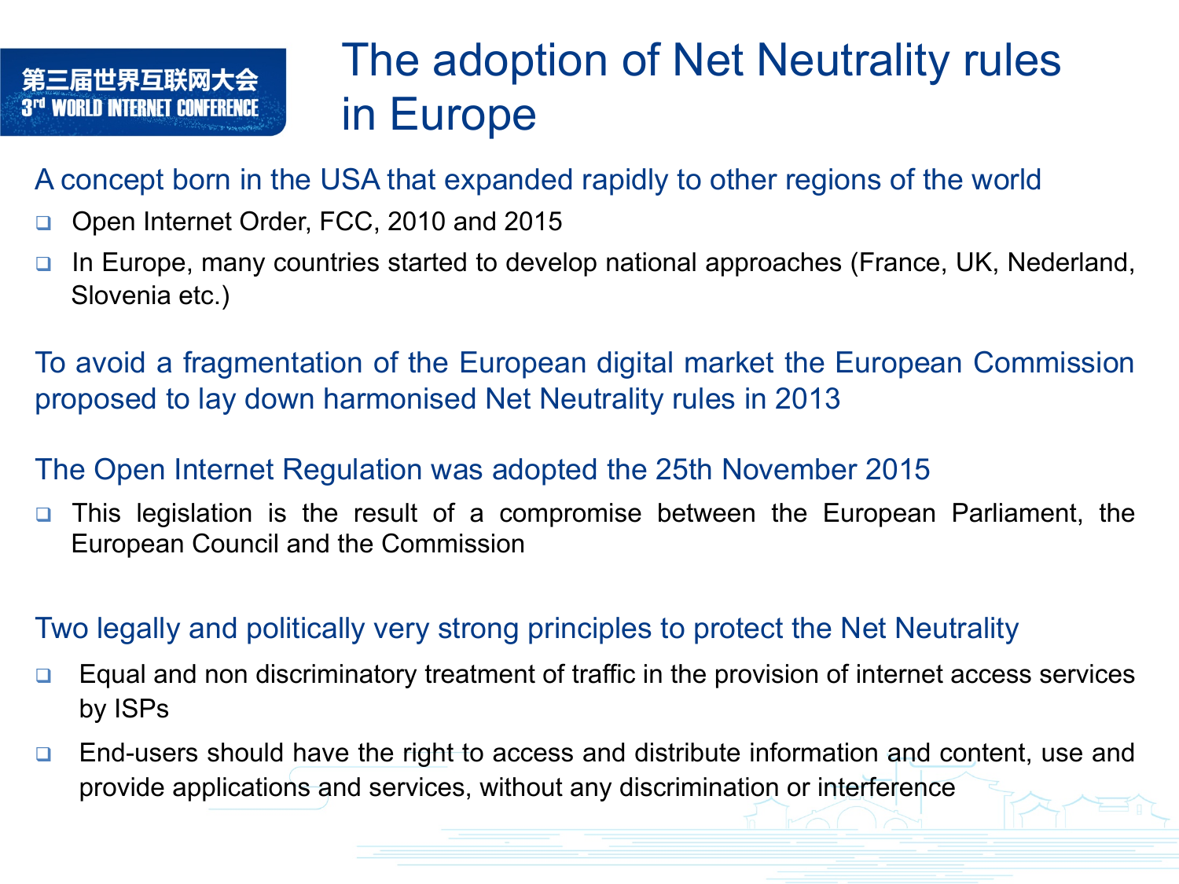# The adoption of Net Neutrality rules in Europe

## A concept born in the USA that expanded rapidly to other regions of the world

- Open Internet Order, FCC, 2010 and 2015
- In Europe, many countries started to develop national approaches (France, UK, Nederland, Slovenia etc.)

## To avoid a fragmentation of the European digital market the European Commission proposed to lay down harmonised Net Neutrality rules in 2013

## The Open Internet Regulation was adopted the 25th November 2015

- This legislation is the result of a compromise between the European Parliament, the European Council and the Commission

## Two legally and politically very strong principles to protect the Net Neutrality

- Equal and non discriminatory treatment of traffic in the provision of internet access services by ISPs
- End-users should have the right to access and distribute information and content, use and provide applications and services, without any discrimination or interference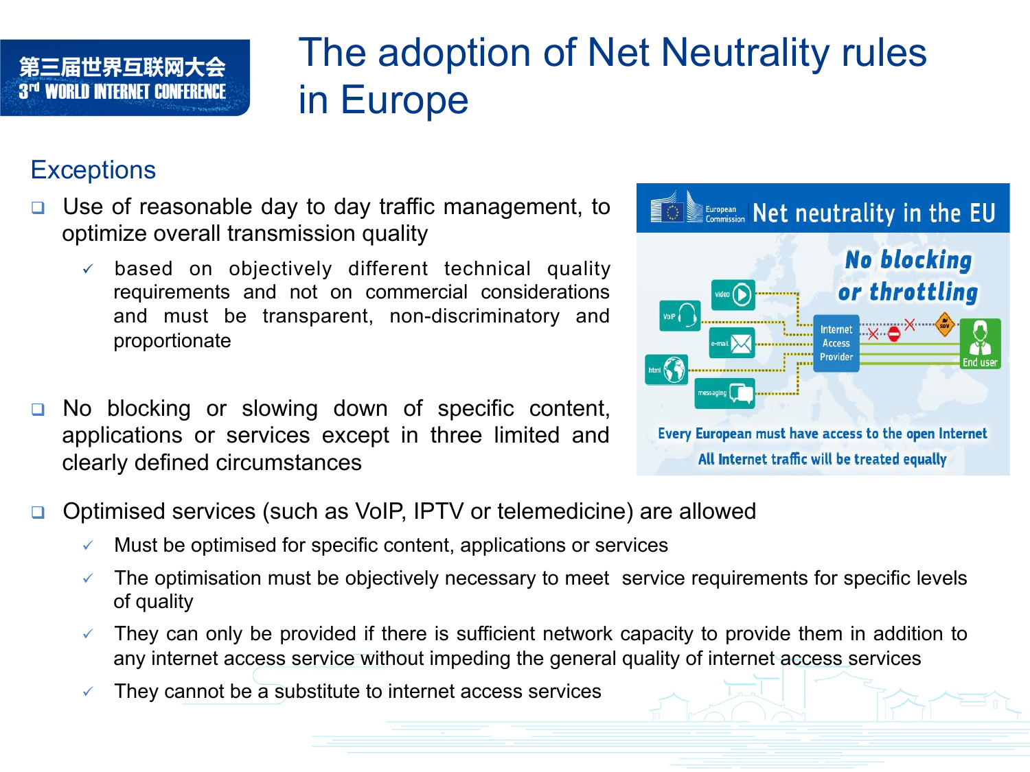# The adoption of Net Neutrality rules in Europe

## Exceptions

- Use of reasonable day to day traffic management, to optimize overall transmission quality
  - ✓ based on objectively different technical quality requirements and not on commercial considerations and must be transparent, non-discriminatory and proportionate
- No blocking or slowing down of specific content, applications or services except in three limited and clearly defined circumstances

Net neutrality in the EU

No blocking or throttling

video
VoIP
e-mail
html
messaging
Internet Access Provider
End user

Every European must have access to the open Internet

All Internet traffic will be treated equally

- Optimised services (such as VoIP, IPTV or telemedicine) are allowed
  - ✓ Must be optimised for specific content, applications or services
  - ✓ The optimisation must be objectively necessary to meet service requirements for specific levels of quality
  - ✓ They can only be provided if there is sufficient network capacity to provide them in addition to any internet access service without impeding the general quality of internet access services
  - ✓ They cannot be a substitute to internet access services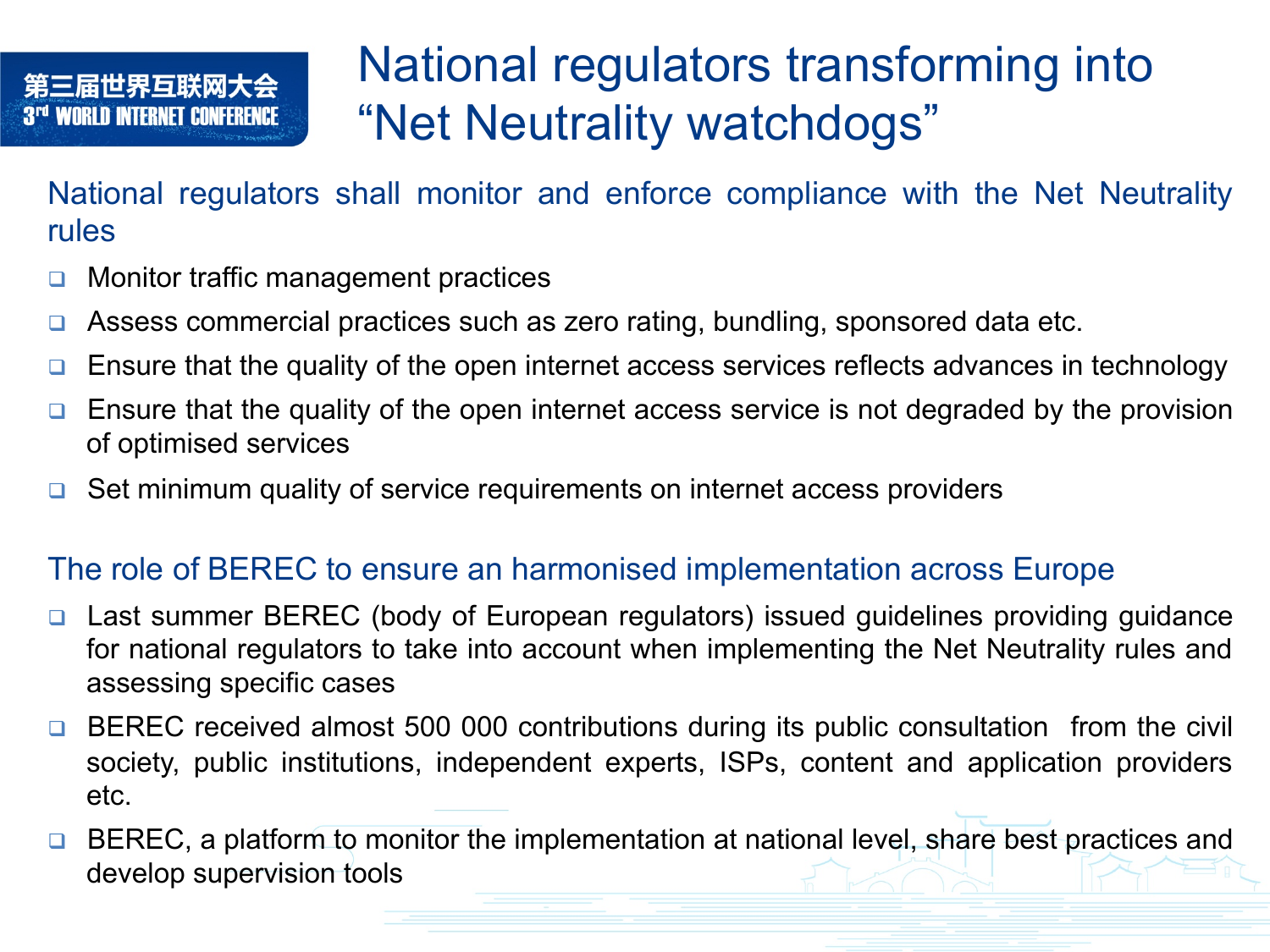# National regulators transforming into "Net Neutrality watchdogs"

## National regulators shall monitor and enforce compliance with the Net Neutrality rules

- Monitor traffic management practices
- Assess commercial practices such as zero rating, bundling, sponsored data etc.
- Ensure that the quality of the open internet access services reflects advances in technology
- Ensure that the quality of the open internet access service is not degraded by the provision of optimised services
- Set minimum quality of service requirements on internet access providers

## The role of BEREC to ensure an harmonised implementation across Europe

- Last summer BEREC (body of European regulators) issued guidelines providing guidance for national regulators to take into account when implementing the Net Neutrality rules and assessing specific cases
- BEREC received almost 500 000 contributions during its public consultation from the civil society, public institutions, independent experts, ISPs, content and application providers etc.
- BEREC, a platform to monitor the implementation at national level, share best practices and develop supervision tools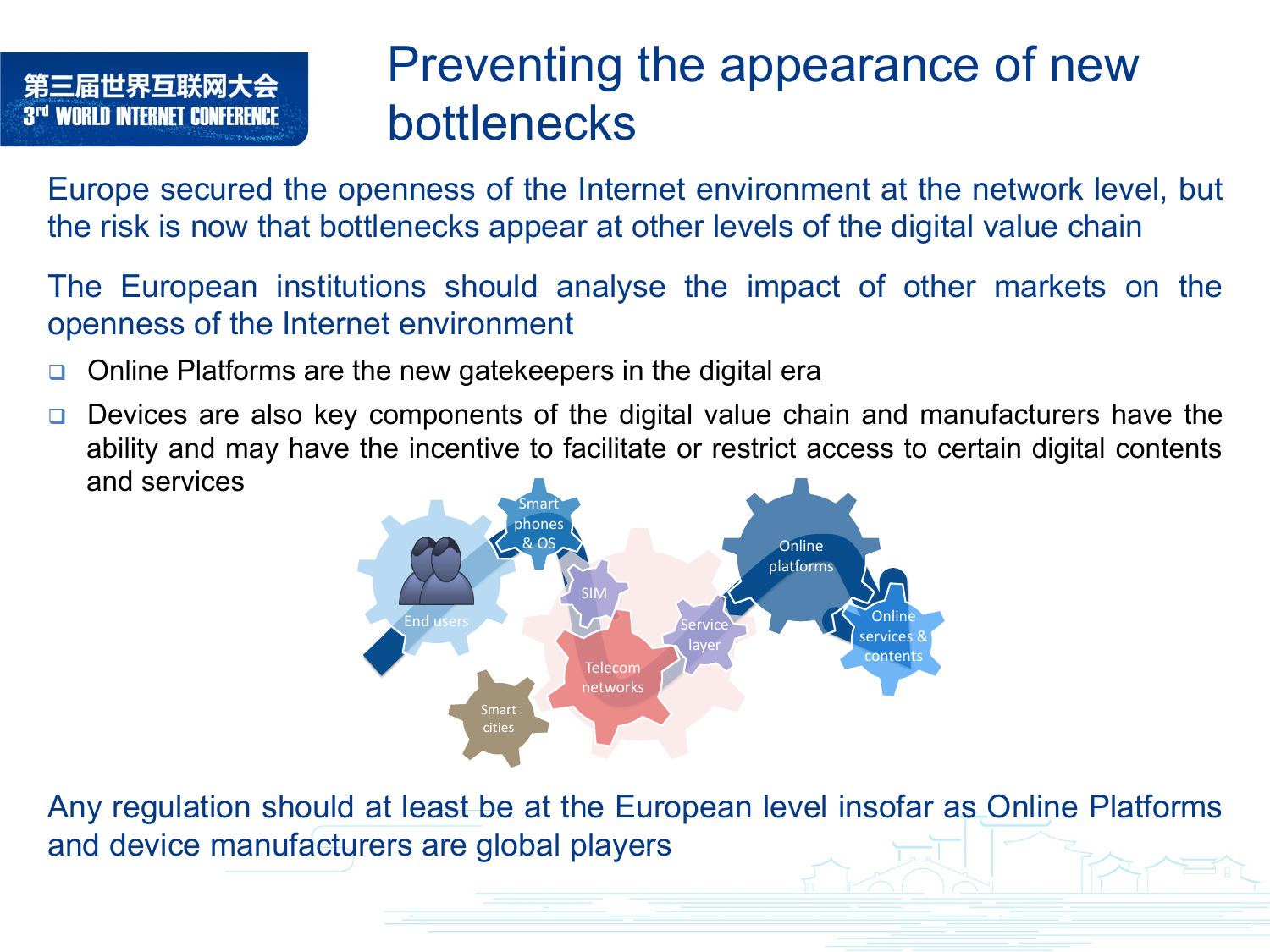# Preventing the appearance of new bottlenecks

Europe secured the openness of the Internet environment at the network level, but the risk is now that bottlenecks appear at other levels of the digital value chain

The European institutions should analyse the impact of other markets on the openness of the Internet environment

- Online Platforms are the new gatekeepers in the digital era
- Devices are also key components of the digital value chain and manufacturers have the ability and may have the incentive to facilitate or restrict access to certain digital contents and services

End users
Smart phones & OS
SIM
Telecom networks
Service layer
Online platforms
Online services & contents
Smart cities

Any regulation should at least be at the European level insofar as Online Platforms and device manufacturers are global players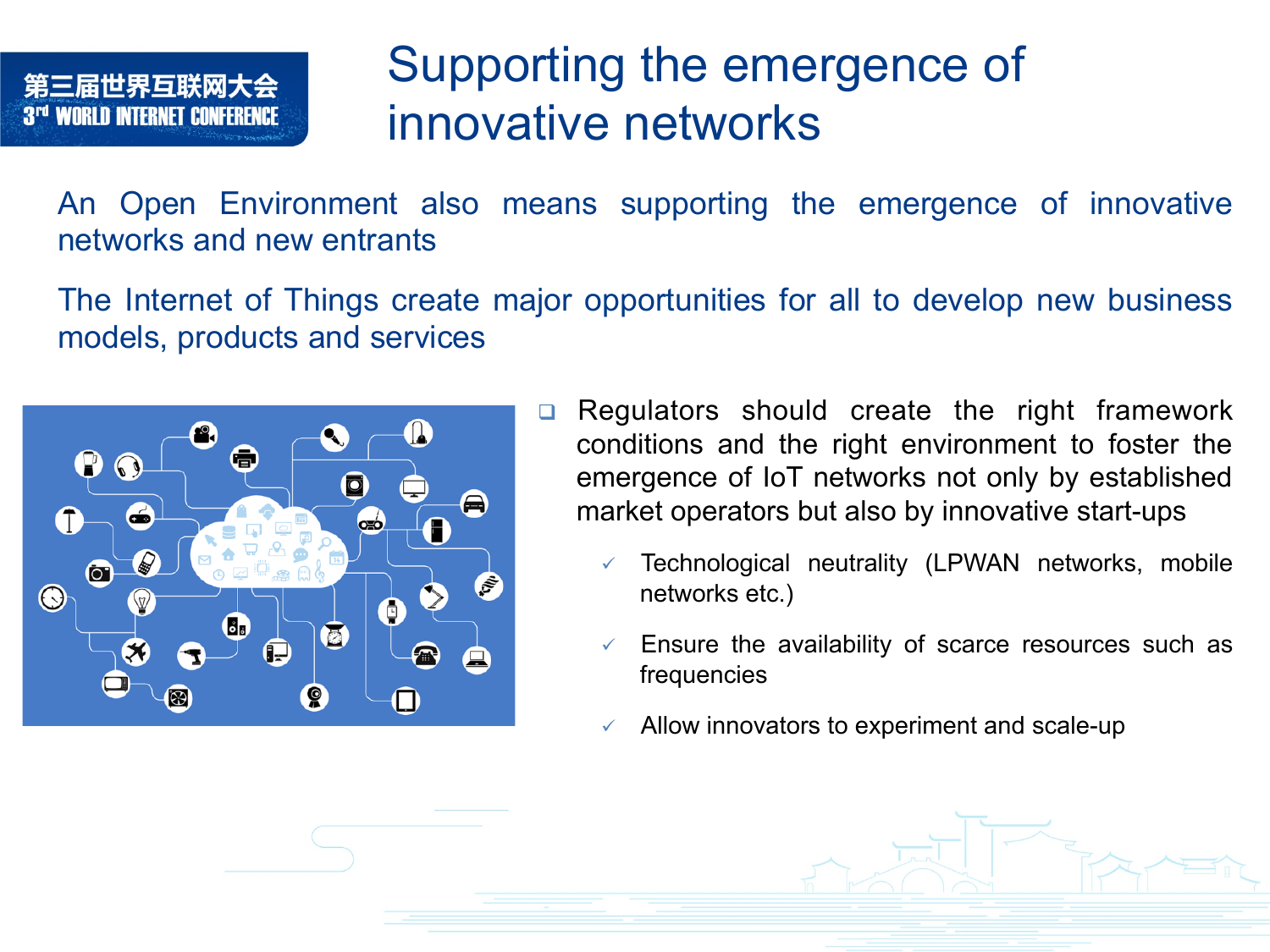# Supporting the emergence of innovative networks

An Open Environment also means supporting the emergence of innovative networks and new entrants

The Internet of Things create major opportunities for all to develop new business models, products and services

- Regulators should create the right framework conditions and the right environment to foster the emergence of IoT networks not only by established market operators but also by innovative start-ups
  - ✓ Technological neutrality (LPWAN networks, mobile networks etc.)
  - ✓ Ensure the availability of scarce resources such as frequencies
  - ✓ Allow innovators to experiment and scale-up